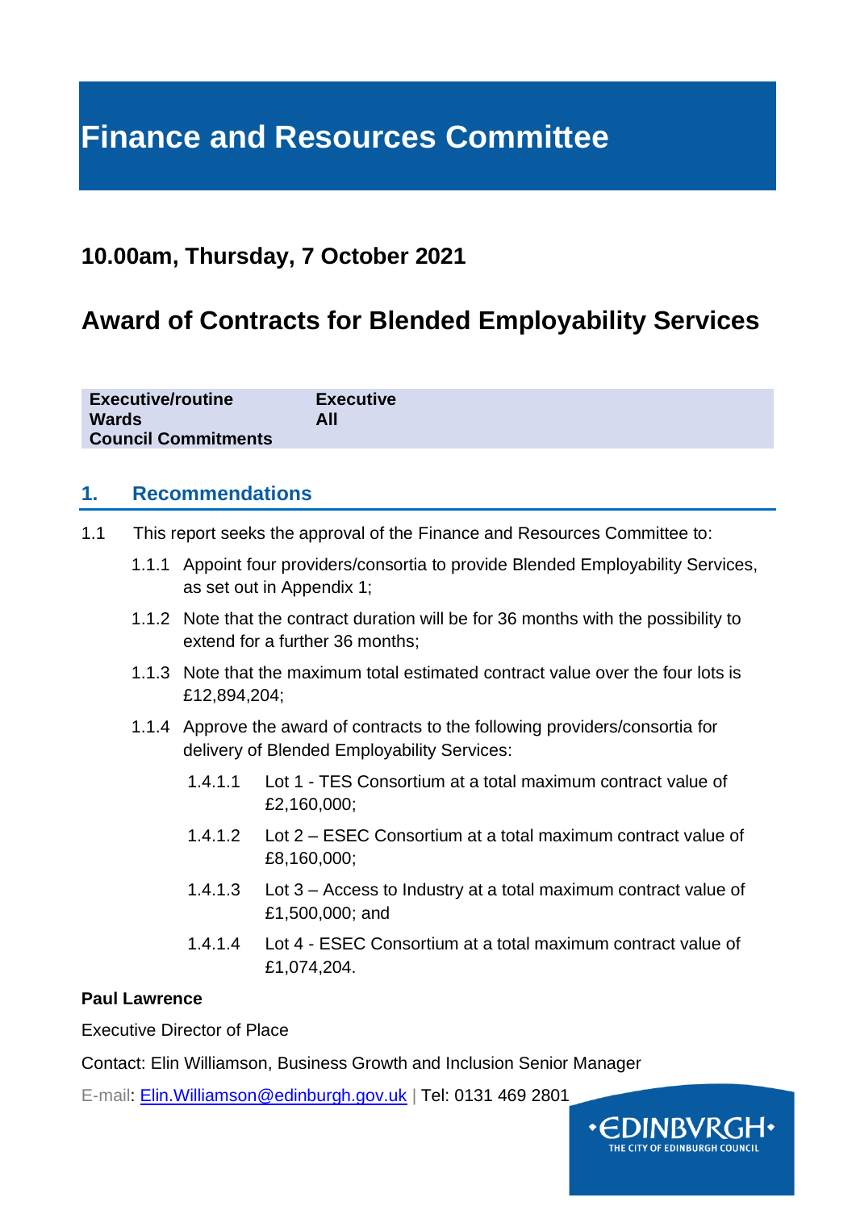# Finance and Resources Committee

## 10.00am, Thursday, 7 October 2021

## Award of Contracts for Blended Employability Services

| | |
|---|---|
| **Executive/routine** | **Executive** |
| **Wards** | **All** |
| **Council Commitments** | |

## 1. Recommendations

1.1 This report seeks the approval of the Finance and Resources Committee to:

1.1.1 Appoint four providers/consortia to provide Blended Employability Services, as set out in Appendix 1;

1.1.2 Note that the contract duration will be for 36 months with the possibility to extend for a further 36 months;

1.1.3 Note that the maximum total estimated contract value over the four lots is £12,894,204;

1.1.4 Approve the award of contracts to the following providers/consortia for delivery of Blended Employability Services:

1.4.1.1 Lot 1 - TES Consortium at a total maximum contract value of £2,160,000;

1.4.1.2 Lot 2 – ESEC Consortium at a total maximum contract value of £8,160,000;

1.4.1.3 Lot 3 – Access to Industry at a total maximum contract value of £1,500,000; and

1.4.1.4 Lot 4 - ESEC Consortium at a total maximum contract value of £1,074,204.

**Paul Lawrence**

Executive Director of Place

Contact: Elin Williamson, Business Growth and Inclusion Senior Manager

E-mail: Elin.Williamson@edinburgh.gov.uk | Tel: 0131 469 2801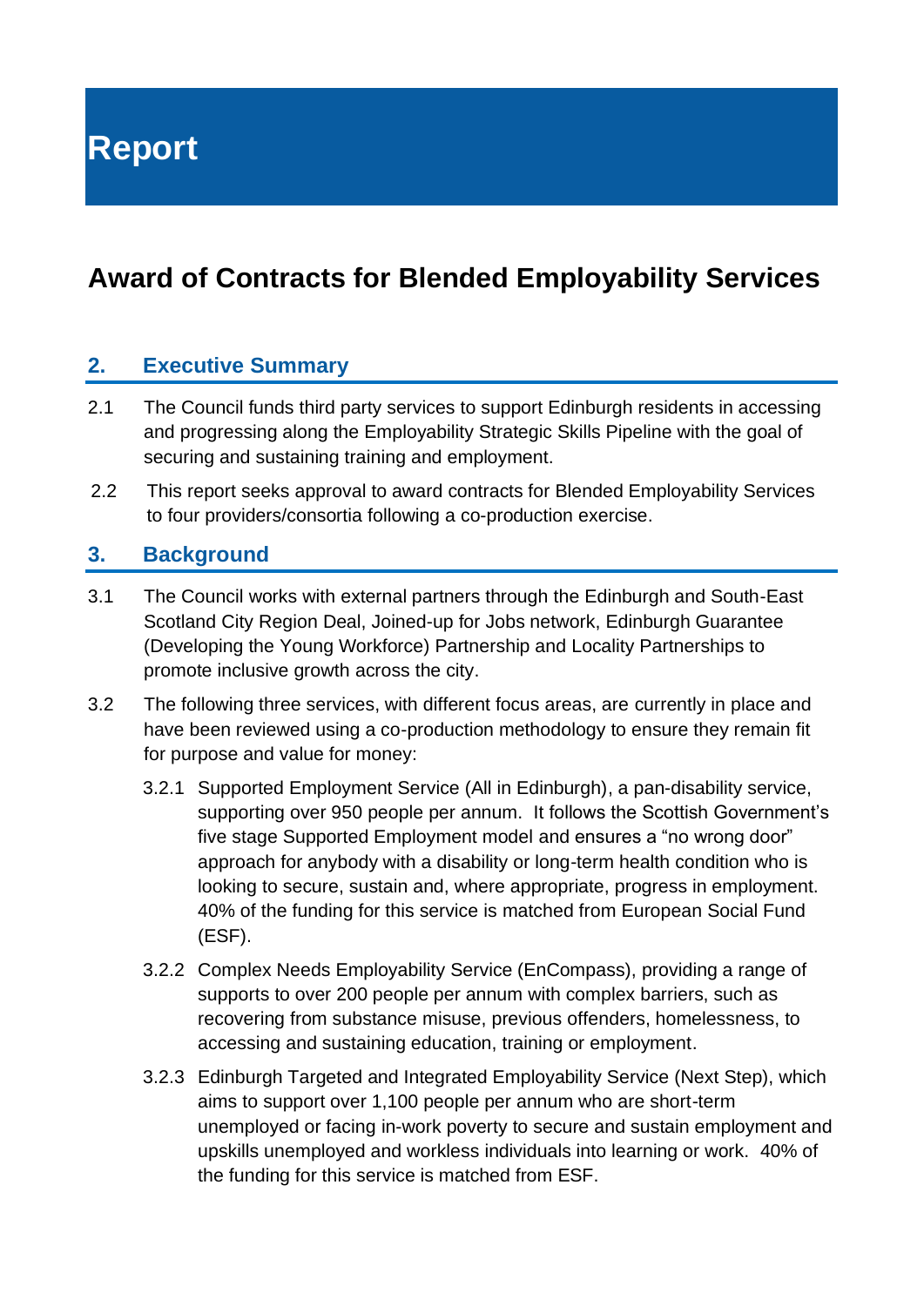# Report

# Award of Contracts for Blended Employability Services

## 2. Executive Summary

2.1 The Council funds third party services to support Edinburgh residents in accessing and progressing along the Employability Strategic Skills Pipeline with the goal of securing and sustaining training and employment.

2.2 This report seeks approval to award contracts for Blended Employability Services to four providers/consortia following a co-production exercise.

## 3. Background

3.1 The Council works with external partners through the Edinburgh and South-East Scotland City Region Deal, Joined-up for Jobs network, Edinburgh Guarantee (Developing the Young Workforce) Partnership and Locality Partnerships to promote inclusive growth across the city.

3.2 The following three services, with different focus areas, are currently in place and have been reviewed using a co-production methodology to ensure they remain fit for purpose and value for money:

3.2.1 Supported Employment Service (All in Edinburgh), a pan-disability service, supporting over 950 people per annum. It follows the Scottish Government's five stage Supported Employment model and ensures a "no wrong door" approach for anybody with a disability or long-term health condition who is looking to secure, sustain and, where appropriate, progress in employment. 40% of the funding for this service is matched from European Social Fund (ESF).

3.2.2 Complex Needs Employability Service (EnCompass), providing a range of supports to over 200 people per annum with complex barriers, such as recovering from substance misuse, previous offenders, homelessness, to accessing and sustaining education, training or employment.

3.2.3 Edinburgh Targeted and Integrated Employability Service (Next Step), which aims to support over 1,100 people per annum who are short-term unemployed or facing in-work poverty to secure and sustain employment and upskills unemployed and workless individuals into learning or work. 40% of the funding for this service is matched from ESF.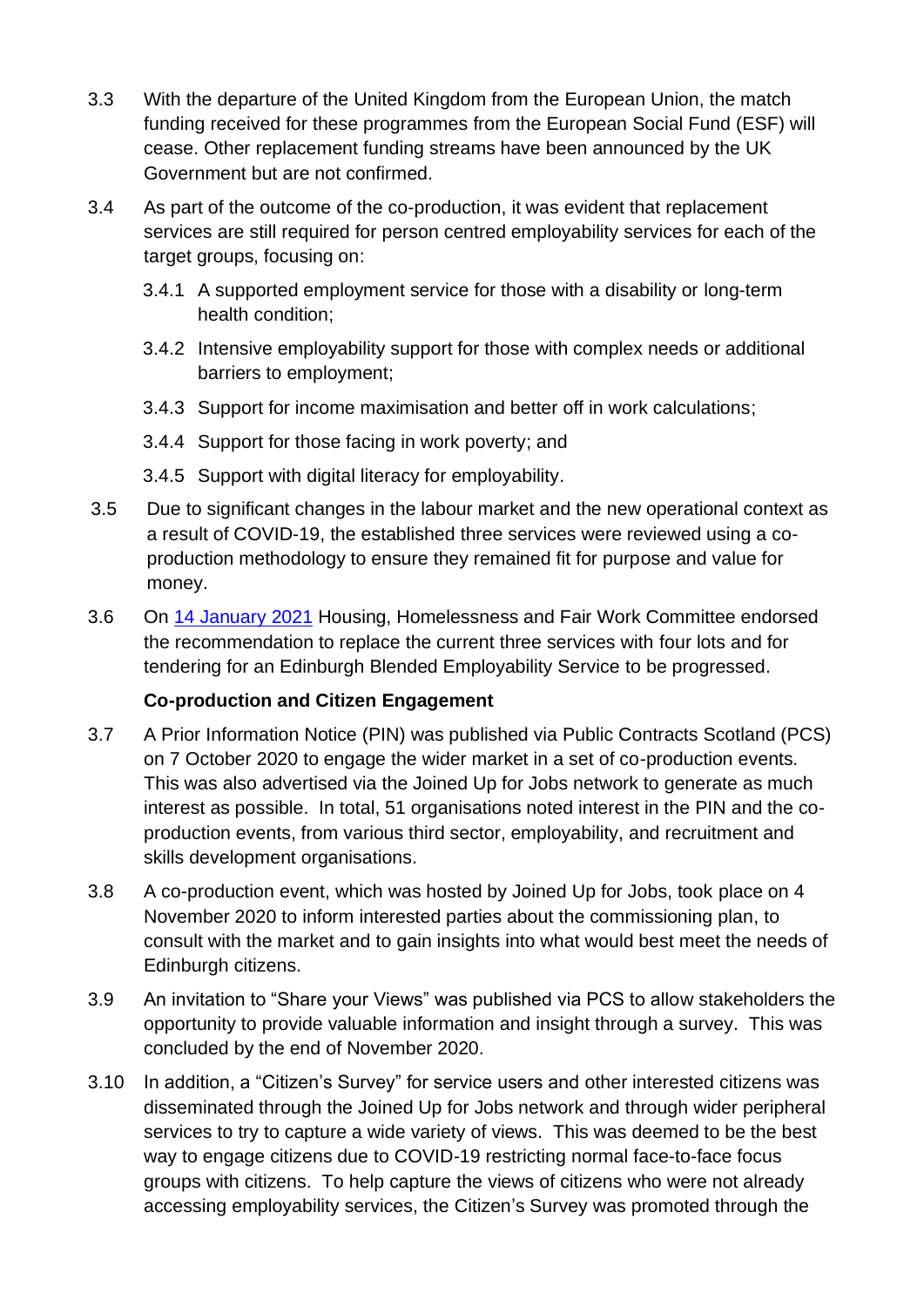3.3 With the departure of the United Kingdom from the European Union, the match funding received for these programmes from the European Social Fund (ESF) will cease. Other replacement funding streams have been announced by the UK Government but are not confirmed.

3.4 As part of the outcome of the co-production, it was evident that replacement services are still required for person centred employability services for each of the target groups, focusing on:

3.4.1 A supported employment service for those with a disability or long-term health condition;

3.4.2 Intensive employability support for those with complex needs or additional barriers to employment;

3.4.3 Support for income maximisation and better off in work calculations;

3.4.4 Support for those facing in work poverty; and

3.4.5 Support with digital literacy for employability.

3.5 Due to significant changes in the labour market and the new operational context as a result of COVID-19, the established three services were reviewed using a co-production methodology to ensure they remained fit for purpose and value for money.

3.6 On [14 January 2021](#) Housing, Homelessness and Fair Work Committee endorsed the recommendation to replace the current three services with four lots and for tendering for an Edinburgh Blended Employability Service to be progressed.

**Co-production and Citizen Engagement**

3.7 A Prior Information Notice (PIN) was published via Public Contracts Scotland (PCS) on 7 October 2020 to engage the wider market in a set of co-production events. This was also advertised via the Joined Up for Jobs network to generate as much interest as possible. In total, 51 organisations noted interest in the PIN and the co-production events, from various third sector, employability, and recruitment and skills development organisations.

3.8 A co-production event, which was hosted by Joined Up for Jobs, took place on 4 November 2020 to inform interested parties about the commissioning plan, to consult with the market and to gain insights into what would best meet the needs of Edinburgh citizens.

3.9 An invitation to "Share your Views" was published via PCS to allow stakeholders the opportunity to provide valuable information and insight through a survey. This was concluded by the end of November 2020.

3.10 In addition, a "Citizen's Survey" for service users and other interested citizens was disseminated through the Joined Up for Jobs network and through wider peripheral services to try to capture a wide variety of views. This was deemed to be the best way to engage citizens due to COVID-19 restricting normal face-to-face focus groups with citizens. To help capture the views of citizens who were not already accessing employability services, the Citizen's Survey was promoted through the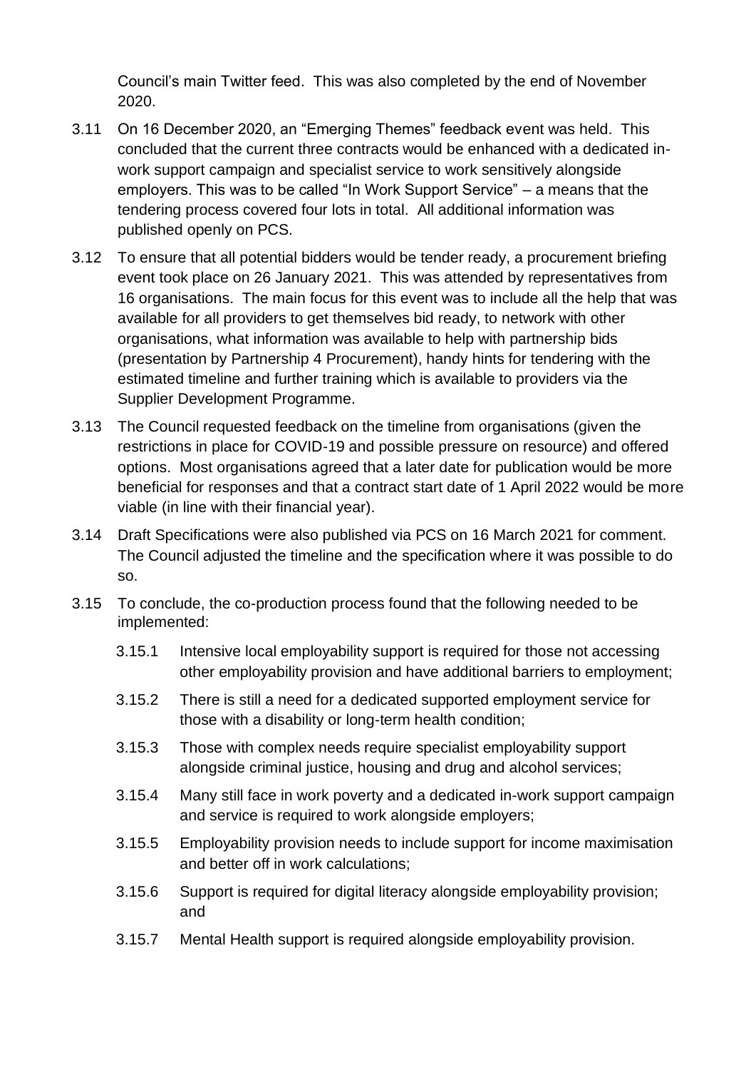Council's main Twitter feed. This was also completed by the end of November 2020.

3.11 On 16 December 2020, an "Emerging Themes" feedback event was held. This concluded that the current three contracts would be enhanced with a dedicated in-work support campaign and specialist service to work sensitively alongside employers. This was to be called "In Work Support Service" – a means that the tendering process covered four lots in total. All additional information was published openly on PCS.

3.12 To ensure that all potential bidders would be tender ready, a procurement briefing event took place on 26 January 2021. This was attended by representatives from 16 organisations. The main focus for this event was to include all the help that was available for all providers to get themselves bid ready, to network with other organisations, what information was available to help with partnership bids (presentation by Partnership 4 Procurement), handy hints for tendering with the estimated timeline and further training which is available to providers via the Supplier Development Programme.

3.13 The Council requested feedback on the timeline from organisations (given the restrictions in place for COVID-19 and possible pressure on resource) and offered options. Most organisations agreed that a later date for publication would be more beneficial for responses and that a contract start date of 1 April 2022 would be more viable (in line with their financial year).

3.14 Draft Specifications were also published via PCS on 16 March 2021 for comment. The Council adjusted the timeline and the specification where it was possible to do so.

3.15 To conclude, the co-production process found that the following needed to be implemented:

3.15.1 Intensive local employability support is required for those not accessing other employability provision and have additional barriers to employment;

3.15.2 There is still a need for a dedicated supported employment service for those with a disability or long-term health condition;

3.15.3 Those with complex needs require specialist employability support alongside criminal justice, housing and drug and alcohol services;

3.15.4 Many still face in work poverty and a dedicated in-work support campaign and service is required to work alongside employers;

3.15.5 Employability provision needs to include support for income maximisation and better off in work calculations;

3.15.6 Support is required for digital literacy alongside employability provision; and

3.15.7 Mental Health support is required alongside employability provision.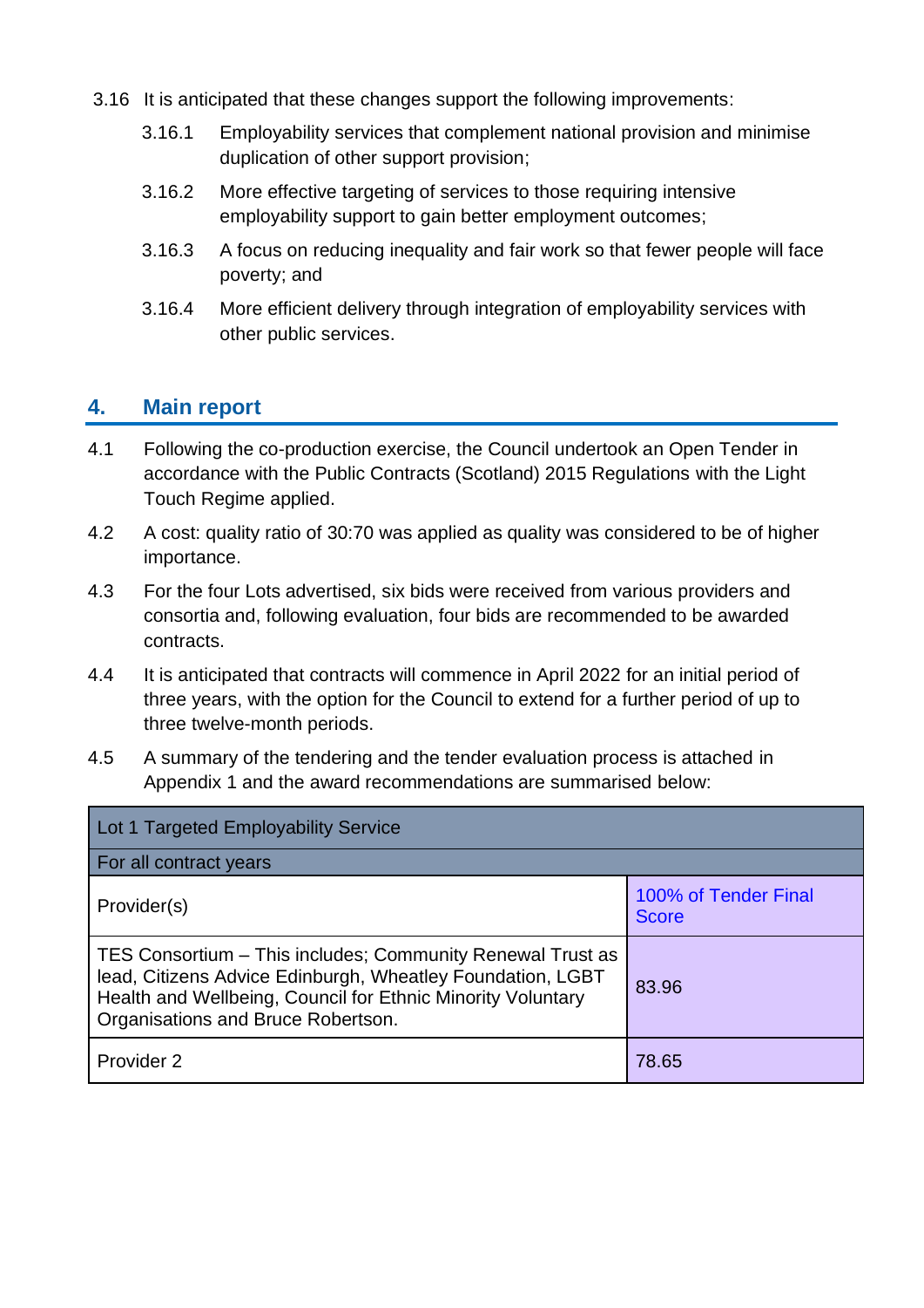3.16 It is anticipated that these changes support the following improvements:

3.16.1 Employability services that complement national provision and minimise duplication of other support provision;

3.16.2 More effective targeting of services to those requiring intensive employability support to gain better employment outcomes;

3.16.3 A focus on reducing inequality and fair work so that fewer people will face poverty; and

3.16.4 More efficient delivery through integration of employability services with other public services.

## 4. Main report

4.1 Following the co-production exercise, the Council undertook an Open Tender in accordance with the Public Contracts (Scotland) 2015 Regulations with the Light Touch Regime applied.

4.2 A cost: quality ratio of 30:70 was applied as quality was considered to be of higher importance.

4.3 For the four Lots advertised, six bids were received from various providers and consortia and, following evaluation, four bids are recommended to be awarded contracts.

4.4 It is anticipated that contracts will commence in April 2022 for an initial period of three years, with the option for the Council to extend for a further period of up to three twelve-month periods.

4.5 A summary of the tendering and the tender evaluation process is attached in Appendix 1 and the award recommendations are summarised below:

| Lot 1 Targeted Employability Service | |
|---|---|
| For all contract years | |
| Provider(s) | 100% of Tender Final Score |
| TES Consortium – This includes; Community Renewal Trust as lead, Citizens Advice Edinburgh, Wheatley Foundation, LGBT Health and Wellbeing, Council for Ethnic Minority Voluntary Organisations and Bruce Robertson. | 83.96 |
| Provider 2 | 78.65 |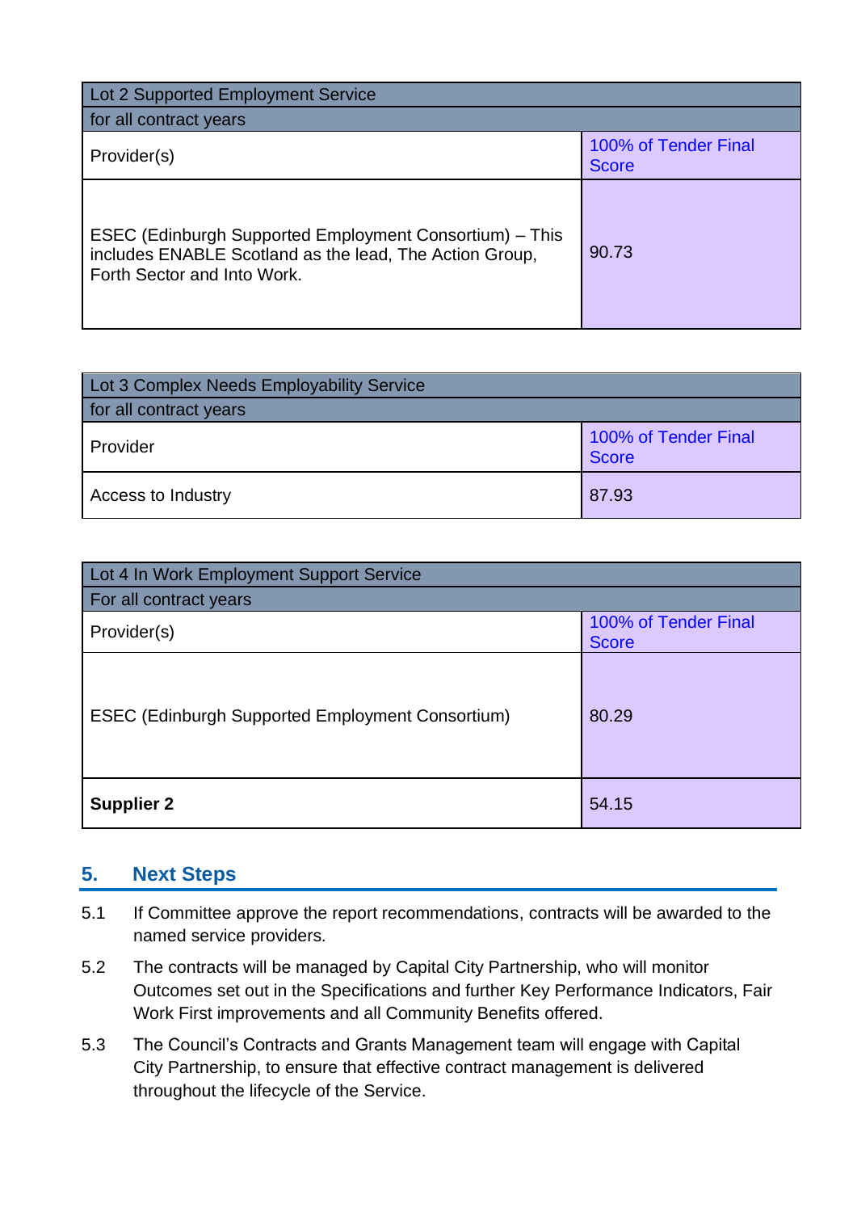| Lot 2 Supported Employment Service | |
|---|---|
| for all contract years | |
| Provider(s) | 100% of Tender Final Score |
| ESEC (Edinburgh Supported Employment Consortium) – This includes ENABLE Scotland as the lead, The Action Group, Forth Sector and Into Work. | 90.73 |

| Lot 3 Complex Needs Employability Service | |
|---|---|
| for all contract years | |
| Provider | 100% of Tender Final Score |
| Access to Industry | 87.93 |

| Lot 4 In Work Employment Support Service | |
|---|---|
| For all contract years | |
| Provider(s) | 100% of Tender Final Score |
| ESEC (Edinburgh Supported Employment Consortium) | 80.29 |
| **Supplier 2** | 54.15 |

## 5. Next Steps

5.1 If Committee approve the report recommendations, contracts will be awarded to the named service providers.

5.2 The contracts will be managed by Capital City Partnership, who will monitor Outcomes set out in the Specifications and further Key Performance Indicators, Fair Work First improvements and all Community Benefits offered.

5.3 The Council's Contracts and Grants Management team will engage with Capital City Partnership, to ensure that effective contract management is delivered throughout the lifecycle of the Service.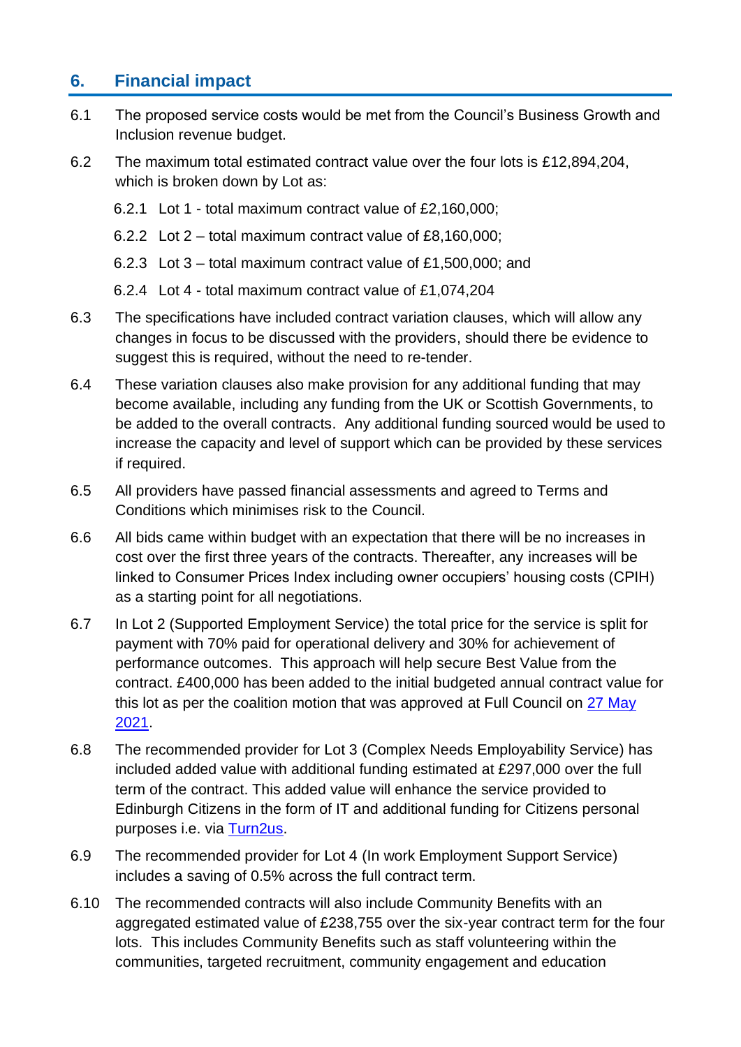## 6. Financial impact

6.1 The proposed service costs would be met from the Council's Business Growth and Inclusion revenue budget.

6.2 The maximum total estimated contract value over the four lots is £12,894,204, which is broken down by Lot as:

- 6.2.1 Lot 1 - total maximum contract value of £2,160,000;
- 6.2.2 Lot 2 – total maximum contract value of £8,160,000;
- 6.2.3 Lot 3 – total maximum contract value of £1,500,000; and
- 6.2.4 Lot 4 - total maximum contract value of £1,074,204

6.3 The specifications have included contract variation clauses, which will allow any changes in focus to be discussed with the providers, should there be evidence to suggest this is required, without the need to re-tender.

6.4 These variation clauses also make provision for any additional funding that may become available, including any funding from the UK or Scottish Governments, to be added to the overall contracts. Any additional funding sourced would be used to increase the capacity and level of support which can be provided by these services if required.

6.5 All providers have passed financial assessments and agreed to Terms and Conditions which minimises risk to the Council.

6.6 All bids came within budget with an expectation that there will be no increases in cost over the first three years of the contracts. Thereafter, any increases will be linked to Consumer Prices Index including owner occupiers' housing costs (CPIH) as a starting point for all negotiations.

6.7 In Lot 2 (Supported Employment Service) the total price for the service is split for payment with 70% paid for operational delivery and 30% for achievement of performance outcomes. This approach will help secure Best Value from the contract. £400,000 has been added to the initial budgeted annual contract value for this lot as per the coalition motion that was approved at Full Council on 27 May 2021.

6.8 The recommended provider for Lot 3 (Complex Needs Employability Service) has included added value with additional funding estimated at £297,000 over the full term of the contract. This added value will enhance the service provided to Edinburgh Citizens in the form of IT and additional funding for Citizens personal purposes i.e. via Turn2us.

6.9 The recommended provider for Lot 4 (In work Employment Support Service) includes a saving of 0.5% across the full contract term.

6.10 The recommended contracts will also include Community Benefits with an aggregated estimated value of £238,755 over the six-year contract term for the four lots. This includes Community Benefits such as staff volunteering within the communities, targeted recruitment, community engagement and education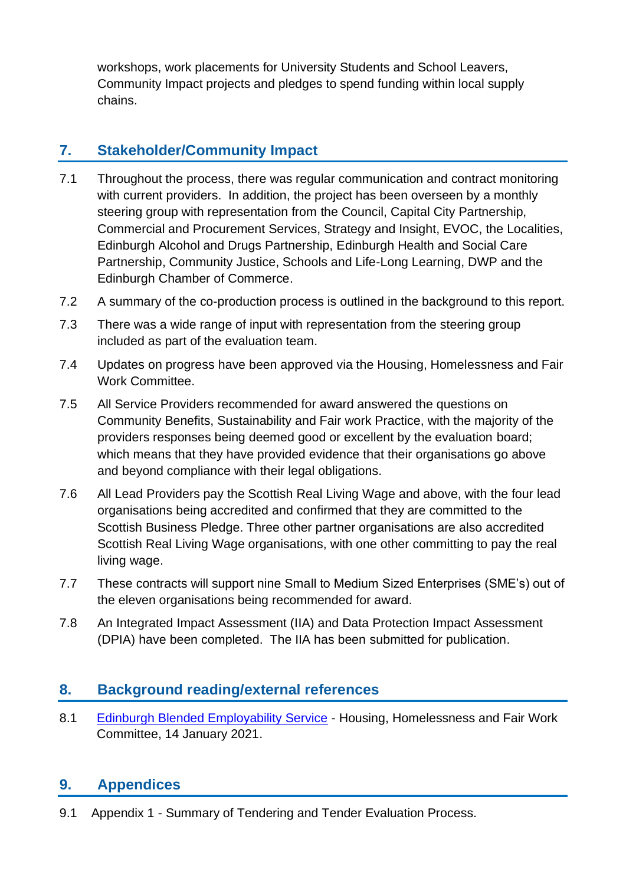workshops, work placements for University Students and School Leavers, Community Impact projects and pledges to spend funding within local supply chains.

## 7. Stakeholder/Community Impact

7.1 Throughout the process, there was regular communication and contract monitoring with current providers. In addition, the project has been overseen by a monthly steering group with representation from the Council, Capital City Partnership, Commercial and Procurement Services, Strategy and Insight, EVOC, the Localities, Edinburgh Alcohol and Drugs Partnership, Edinburgh Health and Social Care Partnership, Community Justice, Schools and Life-Long Learning, DWP and the Edinburgh Chamber of Commerce.

7.2 A summary of the co-production process is outlined in the background to this report.

7.3 There was a wide range of input with representation from the steering group included as part of the evaluation team.

7.4 Updates on progress have been approved via the Housing, Homelessness and Fair Work Committee.

7.5 All Service Providers recommended for award answered the questions on Community Benefits, Sustainability and Fair work Practice, with the majority of the providers responses being deemed good or excellent by the evaluation board; which means that they have provided evidence that their organisations go above and beyond compliance with their legal obligations.

7.6 All Lead Providers pay the Scottish Real Living Wage and above, with the four lead organisations being accredited and confirmed that they are committed to the Scottish Business Pledge. Three other partner organisations are also accredited Scottish Real Living Wage organisations, with one other committing to pay the real living wage.

7.7 These contracts will support nine Small to Medium Sized Enterprises (SME's) out of the eleven organisations being recommended for award.

7.8 An Integrated Impact Assessment (IIA) and Data Protection Impact Assessment (DPIA) have been completed. The IIA has been submitted for publication.

## 8. Background reading/external references

8.1 Edinburgh Blended Employability Service - Housing, Homelessness and Fair Work Committee, 14 January 2021.

## 9. Appendices

9.1 Appendix 1 - Summary of Tendering and Tender Evaluation Process.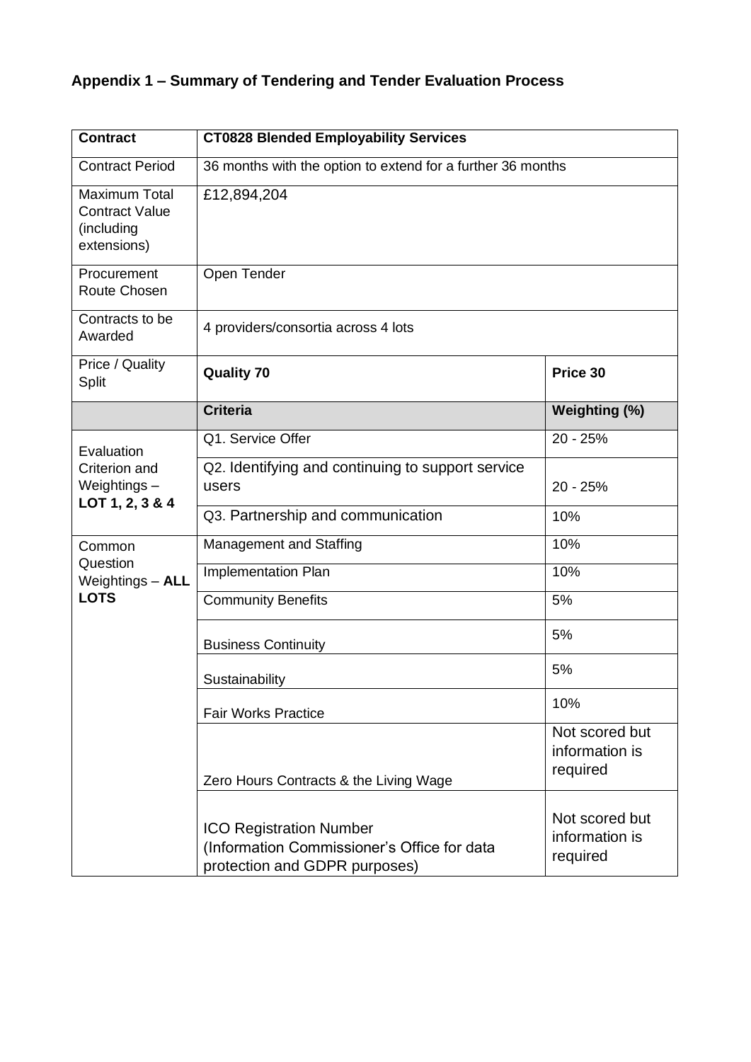## Appendix 1 – Summary of Tendering and Tender Evaluation Process

| | | |
|---|---|---|
| **Contract** | **CT0828 Blended Employability Services** | |
| Contract Period | 36 months with the option to extend for a further 36 months | |
| Maximum Total Contract Value (including extensions) | £12,894,204 | |
| Procurement Route Chosen | Open Tender | |
| Contracts to be Awarded | 4 providers/consortia across 4 lots | |
| Price / Quality Split | **Quality 70** | **Price 30** |
| | **Criteria** | **Weighting (%)** |
| Evaluation Criterion and Weightings – **LOT 1, 2, 3 & 4** | Q1. Service Offer | 20 - 25% |
| | Q2. Identifying and continuing to support service users | 20 - 25% |
| | Q3. Partnership and communication | 10% |
| Common Question Weightings – **ALL LOTS** | Management and Staffing | 10% |
| | Implementation Plan | 10% |
| | Community Benefits | 5% |
| | Business Continuity | 5% |
| | Sustainability | 5% |
| | Fair Works Practice | 10% |
| | Zero Hours Contracts & the Living Wage | Not scored but information is required |
| | ICO Registration Number (Information Commissioner's Office for data protection and GDPR purposes) | Not scored but information is required |